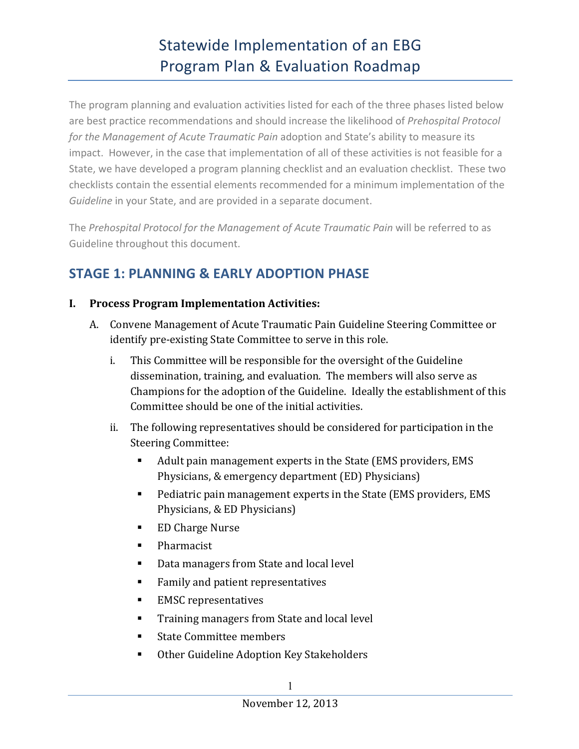# Statewide Implementation of an EBG Program Plan & Evaluation Roadmap

The program planning and evaluation activities listed for each of the three phases listed below are best practice recommendations and should increase the likelihood of *Prehospital Protocol for the Management of Acute Traumatic Pain* adoption and State's ability to measure its impact. However, in the case that implementation of all of these activities is not feasible for a State, we have developed a program planning checklist and an evaluation checklist. These two checklists contain the essential elements recommended for a minimum implementation of the *Guideline* in your State, and are provided in a separate document.

The *Prehospital Protocol for the Management of Acute Traumatic Pain* will be referred to as Guideline throughout this document.

## STAGE 1: PLANNING & EARLY ADOPTION PHASE

### I. Process Program Implementation Activities:

A. Convene Management of Acute Traumatic Pain Guideline Steering Committee or identify pre-existing State Committee to serve in this role.

   i. This Committee will be responsible for the oversight of the Guideline dissemination, training, and evaluation. The members will also serve as Champions for the adoption of the Guideline. Ideally the establishment of this Committee should be one of the initial activities.

   ii. The following representatives should be considered for participation in the Steering Committee:

   - Adult pain management experts in the State (EMS providers, EMS Physicians, & emergency department (ED) Physicians)
   - Pediatric pain management experts in the State (EMS providers, EMS Physicians, & ED Physicians)
   - ED Charge Nurse
   - Pharmacist
   - Data managers from State and local level
   - Family and patient representatives
   - EMSC representatives
   - Training managers from State and local level
   - State Committee members
   - Other Guideline Adoption Key Stakeholders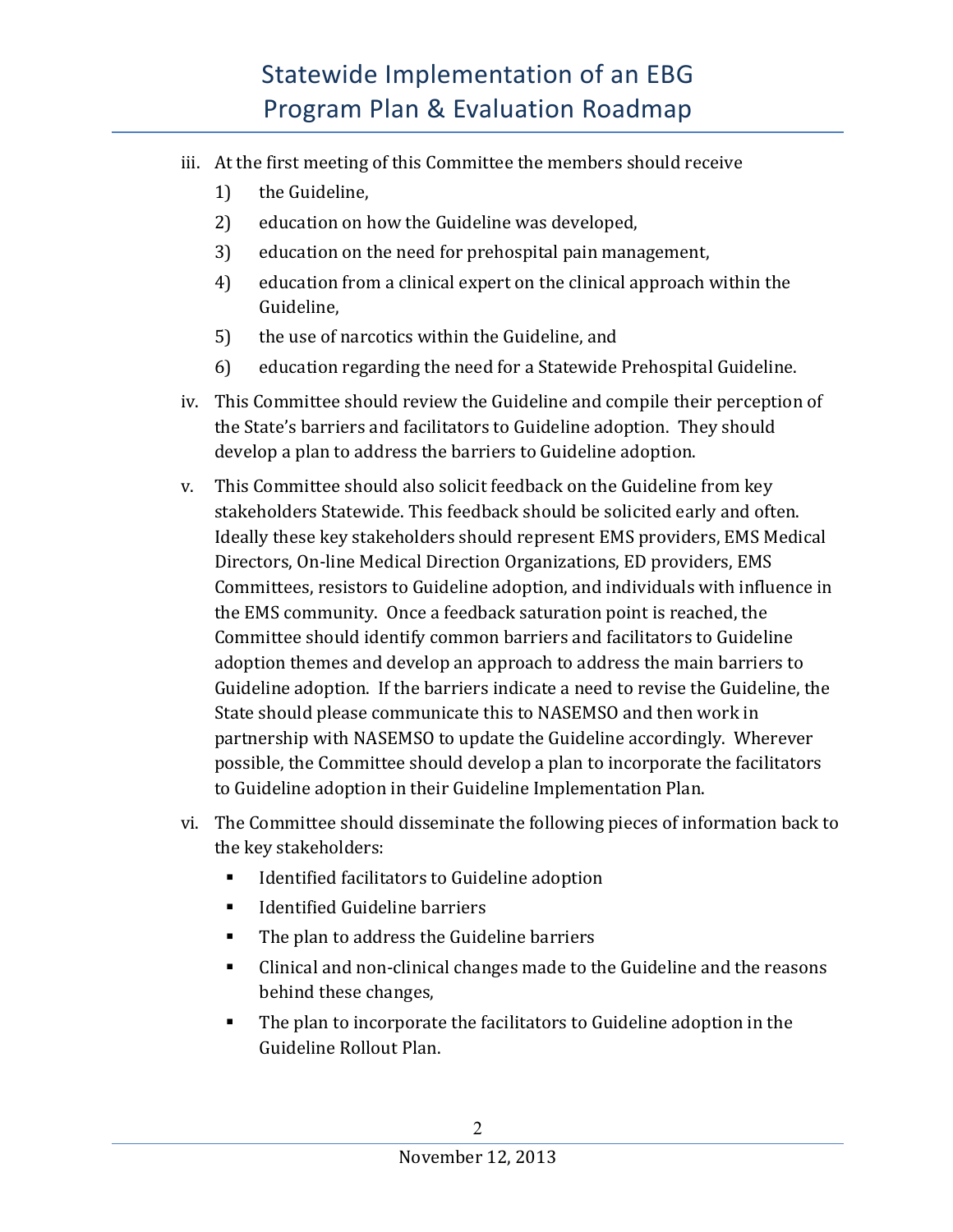iii. At the first meeting of this Committee the members should receive

   1) the Guideline,
   2) education on how the Guideline was developed,
   3) education on the need for prehospital pain management,
   4) education from a clinical expert on the clinical approach within the Guideline,
   5) the use of narcotics within the Guideline, and
   6) education regarding the need for a Statewide Prehospital Guideline.

iv. This Committee should review the Guideline and compile their perception of the State's barriers and facilitators to Guideline adoption. They should develop a plan to address the barriers to Guideline adoption.

v. This Committee should also solicit feedback on the Guideline from key stakeholders Statewide. This feedback should be solicited early and often. Ideally these key stakeholders should represent EMS providers, EMS Medical Directors, On-line Medical Direction Organizations, ED providers, EMS Committees, resistors to Guideline adoption, and individuals with influence in the EMS community. Once a feedback saturation point is reached, the Committee should identify common barriers and facilitators to Guideline adoption themes and develop an approach to address the main barriers to Guideline adoption. If the barriers indicate a need to revise the Guideline, the State should please communicate this to NASEMSO and then work in partnership with NASEMSO to update the Guideline accordingly. Wherever possible, the Committee should develop a plan to incorporate the facilitators to Guideline adoption in their Guideline Implementation Plan.

vi. The Committee should disseminate the following pieces of information back to the key stakeholders:

   - Identified facilitators to Guideline adoption
   - Identified Guideline barriers
   - The plan to address the Guideline barriers
   - Clinical and non-clinical changes made to the Guideline and the reasons behind these changes,
   - The plan to incorporate the facilitators to Guideline adoption in the Guideline Rollout Plan.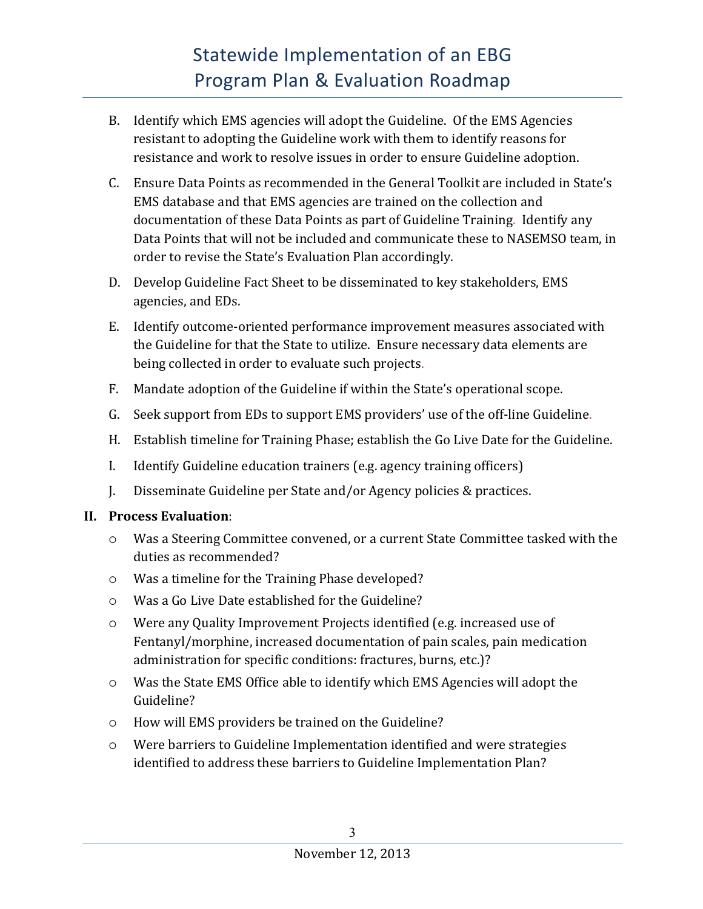B. Identify which EMS agencies will adopt the Guideline. Of the EMS Agencies resistant to adopting the Guideline work with them to identify reasons for resistance and work to resolve issues in order to ensure Guideline adoption.

C. Ensure Data Points as recommended in the General Toolkit are included in State's EMS database and that EMS agencies are trained on the collection and documentation of these Data Points as part of Guideline Training. Identify any Data Points that will not be included and communicate these to NASEMSO team, in order to revise the State's Evaluation Plan accordingly.

D. Develop Guideline Fact Sheet to be disseminated to key stakeholders, EMS agencies, and EDs.

E. Identify outcome-oriented performance improvement measures associated with the Guideline for that the State to utilize. Ensure necessary data elements are being collected in order to evaluate such projects.

F. Mandate adoption of the Guideline if within the State's operational scope.

G. Seek support from EDs to support EMS providers' use of the off-line Guideline.

H. Establish timeline for Training Phase; establish the Go Live Date for the Guideline.

I. Identify Guideline education trainers (e.g. agency training officers)

J. Disseminate Guideline per State and/or Agency policies & practices.

**II. Process Evaluation**:

- Was a Steering Committee convened, or a current State Committee tasked with the duties as recommended?
- Was a timeline for the Training Phase developed?
- Was a Go Live Date established for the Guideline?
- Were any Quality Improvement Projects identified (e.g. increased use of Fentanyl/morphine, increased documentation of pain scales, pain medication administration for specific conditions: fractures, burns, etc.)?
- Was the State EMS Office able to identify which EMS Agencies will adopt the Guideline?
- How will EMS providers be trained on the Guideline?
- Were barriers to Guideline Implementation identified and were strategies identified to address these barriers to Guideline Implementation Plan?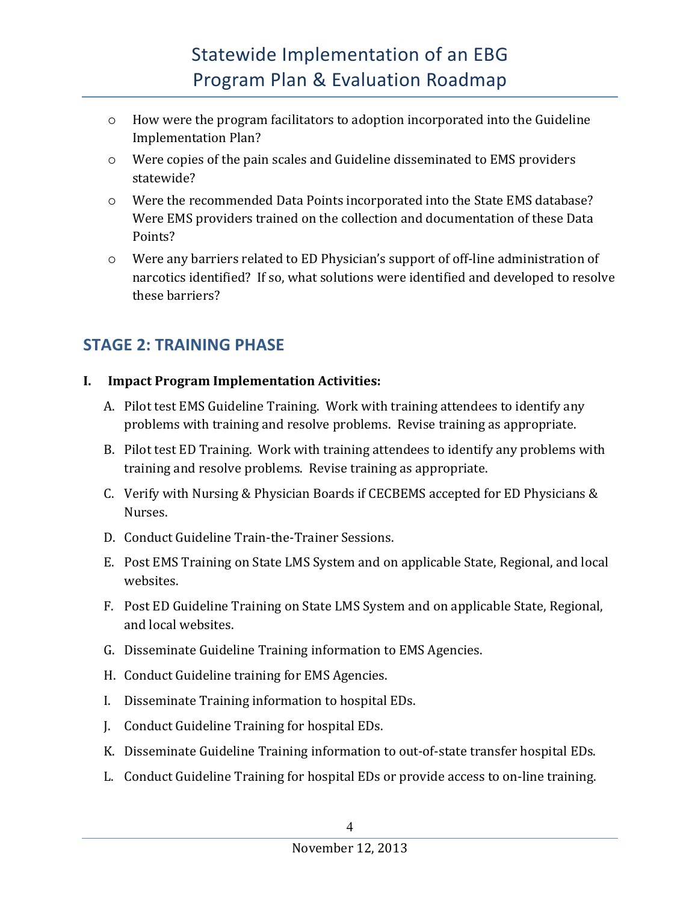- How were the program facilitators to adoption incorporated into the Guideline Implementation Plan?
- Were copies of the pain scales and Guideline disseminated to EMS providers statewide?
- Were the recommended Data Points incorporated into the State EMS database? Were EMS providers trained on the collection and documentation of these Data Points?
- Were any barriers related to ED Physician's support of off-line administration of narcotics identified? If so, what solutions were identified and developed to resolve these barriers?

## STAGE 2: TRAINING PHASE

**I. Impact Program Implementation Activities:**

A. Pilot test EMS Guideline Training. Work with training attendees to identify any problems with training and resolve problems. Revise training as appropriate.

B. Pilot test ED Training. Work with training attendees to identify any problems with training and resolve problems. Revise training as appropriate.

C. Verify with Nursing & Physician Boards if CECBEMS accepted for ED Physicians & Nurses.

D. Conduct Guideline Train-the-Trainer Sessions.

E. Post EMS Training on State LMS System and on applicable State, Regional, and local websites.

F. Post ED Guideline Training on State LMS System and on applicable State, Regional, and local websites.

G. Disseminate Guideline Training information to EMS Agencies.

H. Conduct Guideline training for EMS Agencies.

I. Disseminate Training information to hospital EDs.

J. Conduct Guideline Training for hospital EDs.

K. Disseminate Guideline Training information to out-of-state transfer hospital EDs.

L. Conduct Guideline Training for hospital EDs or provide access to on-line training.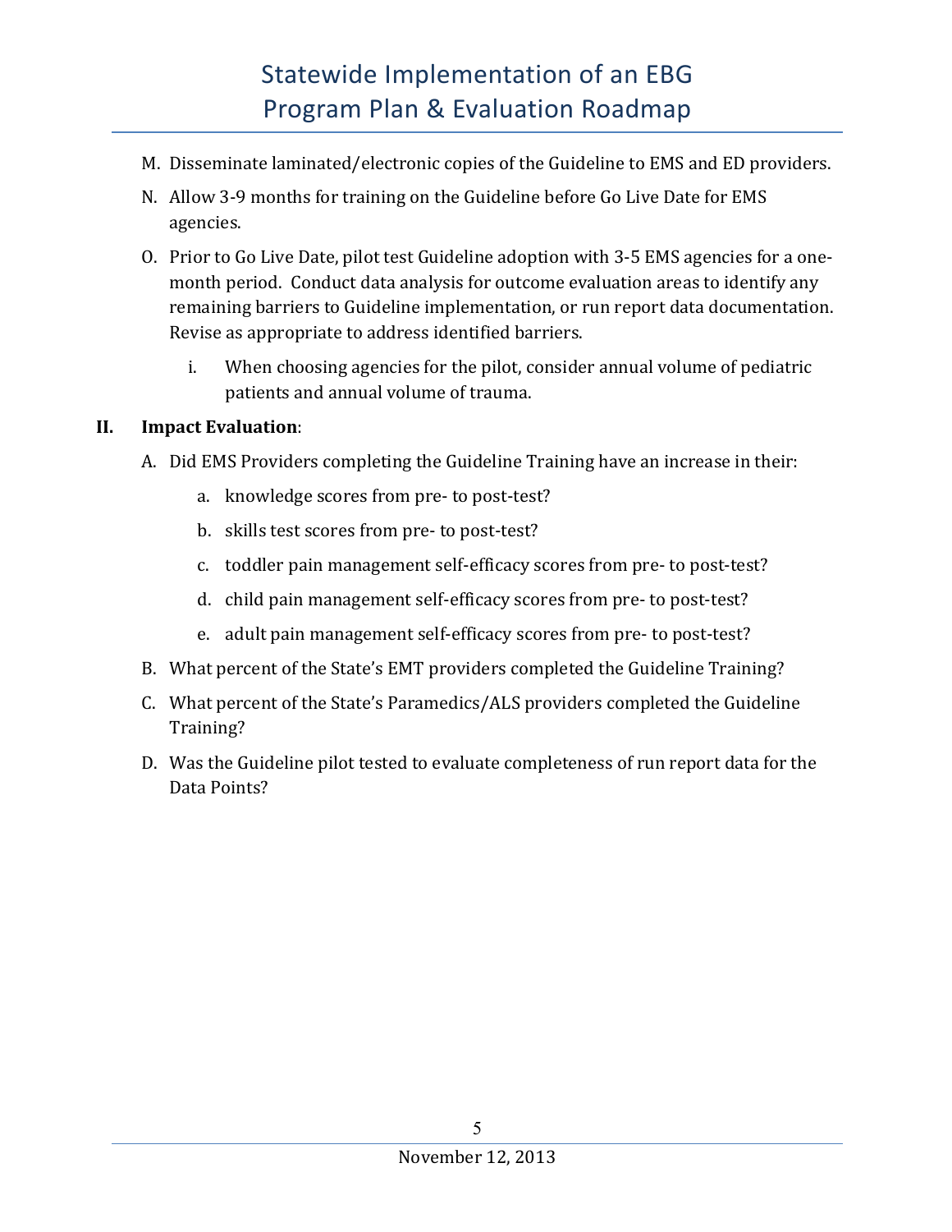M. Disseminate laminated/electronic copies of the Guideline to EMS and ED providers.

N. Allow 3-9 months for training on the Guideline before Go Live Date for EMS agencies.

O. Prior to Go Live Date, pilot test Guideline adoption with 3-5 EMS agencies for a one-month period. Conduct data analysis for outcome evaluation areas to identify any remaining barriers to Guideline implementation, or run report data documentation. Revise as appropriate to address identified barriers.

   i. When choosing agencies for the pilot, consider annual volume of pediatric patients and annual volume of trauma.

## II. **Impact Evaluation**:

A. Did EMS Providers completing the Guideline Training have an increase in their:

   a. knowledge scores from pre- to post-test?

   b. skills test scores from pre- to post-test?

   c. toddler pain management self-efficacy scores from pre- to post-test?

   d. child pain management self-efficacy scores from pre- to post-test?

   e. adult pain management self-efficacy scores from pre- to post-test?

B. What percent of the State's EMT providers completed the Guideline Training?

C. What percent of the State's Paramedics/ALS providers completed the Guideline Training?

D. Was the Guideline pilot tested to evaluate completeness of run report data for the Data Points?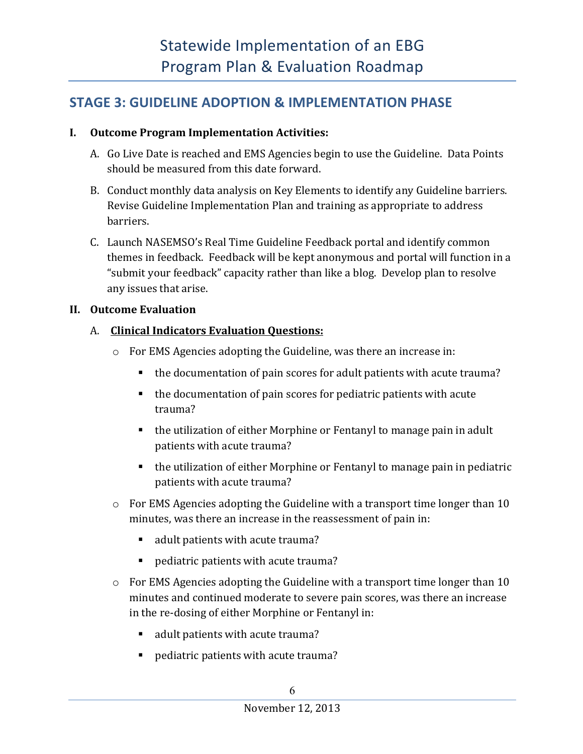## STAGE 3: GUIDELINE ADOPTION & IMPLEMENTATION PHASE

**I. Outcome Program Implementation Activities:**

A. Go Live Date is reached and EMS Agencies begin to use the Guideline. Data Points should be measured from this date forward.

B. Conduct monthly data analysis on Key Elements to identify any Guideline barriers. Revise Guideline Implementation Plan and training as appropriate to address barriers.

C. Launch NASEMSO's Real Time Guideline Feedback portal and identify common themes in feedback. Feedback will be kept anonymous and portal will function in a "submit your feedback" capacity rather than like a blog. Develop plan to resolve any issues that arise.

**II. Outcome Evaluation**

A. **<u>Clinical Indicators Evaluation Questions:</u>**

- For EMS Agencies adopting the Guideline, was there an increase in:
  - the documentation of pain scores for adult patients with acute trauma?
  - the documentation of pain scores for pediatric patients with acute trauma?
  - the utilization of either Morphine or Fentanyl to manage pain in adult patients with acute trauma?
  - the utilization of either Morphine or Fentanyl to manage pain in pediatric patients with acute trauma?
- For EMS Agencies adopting the Guideline with a transport time longer than 10 minutes, was there an increase in the reassessment of pain in:
  - adult patients with acute trauma?
  - pediatric patients with acute trauma?
- For EMS Agencies adopting the Guideline with a transport time longer than 10 minutes and continued moderate to severe pain scores, was there an increase in the re-dosing of either Morphine or Fentanyl in:
  - adult patients with acute trauma?
  - pediatric patients with acute trauma?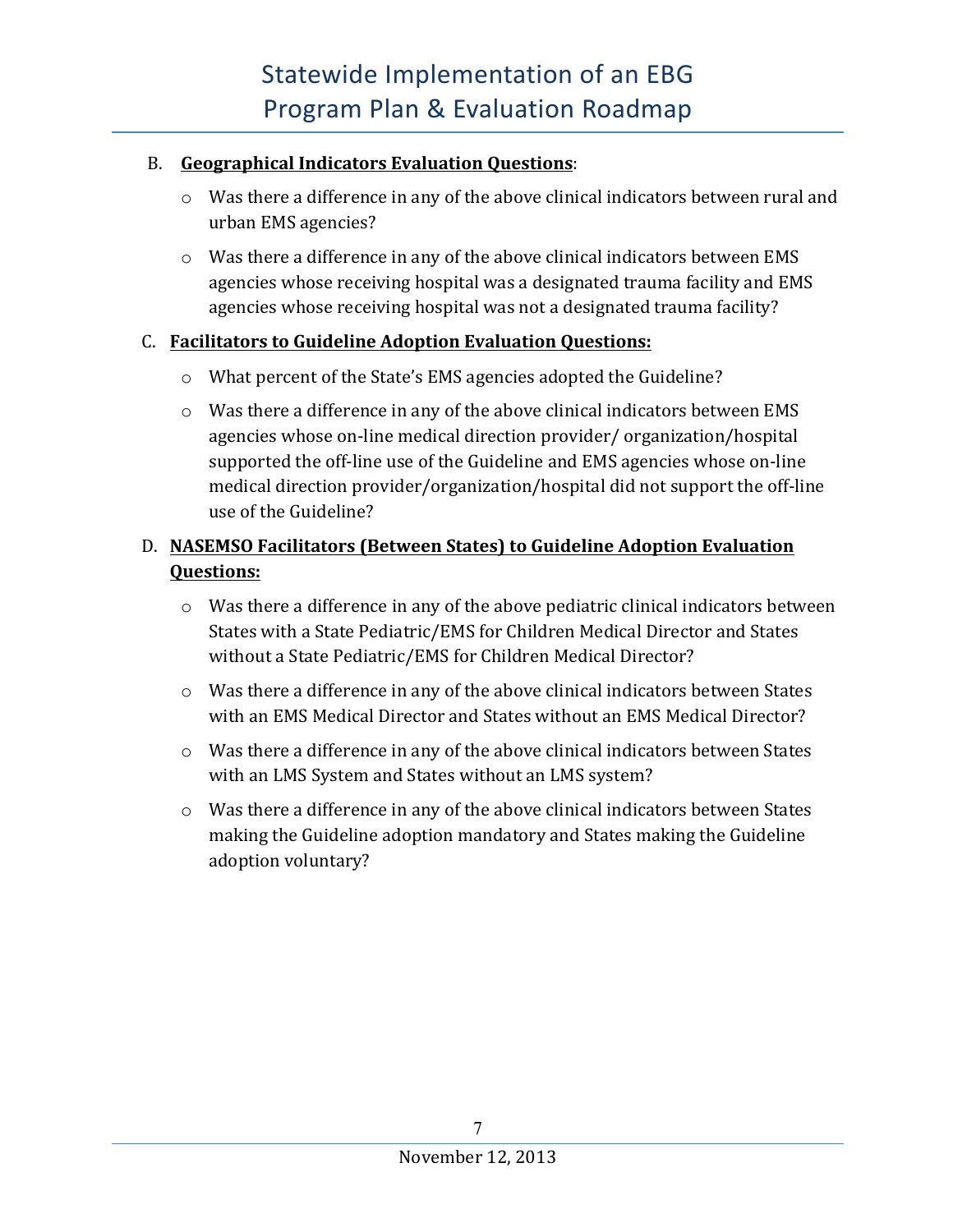B. **Geographical Indicators Evaluation Questions**:

- Was there a difference in any of the above clinical indicators between rural and urban EMS agencies?
- Was there a difference in any of the above clinical indicators between EMS agencies whose receiving hospital was a designated trauma facility and EMS agencies whose receiving hospital was not a designated trauma facility?

C. **Facilitators to Guideline Adoption Evaluation Questions:**

- What percent of the State's EMS agencies adopted the Guideline?
- Was there a difference in any of the above clinical indicators between EMS agencies whose on-line medical direction provider/ organization/hospital supported the off-line use of the Guideline and EMS agencies whose on-line medical direction provider/organization/hospital did not support the off-line use of the Guideline?

D. **NASEMSO Facilitators (Between States) to Guideline Adoption Evaluation Questions:**

- Was there a difference in any of the above pediatric clinical indicators between States with a State Pediatric/EMS for Children Medical Director and States without a State Pediatric/EMS for Children Medical Director?
- Was there a difference in any of the above clinical indicators between States with an EMS Medical Director and States without an EMS Medical Director?
- Was there a difference in any of the above clinical indicators between States with an LMS System and States without an LMS system?
- Was there a difference in any of the above clinical indicators between States making the Guideline adoption mandatory and States making the Guideline adoption voluntary?